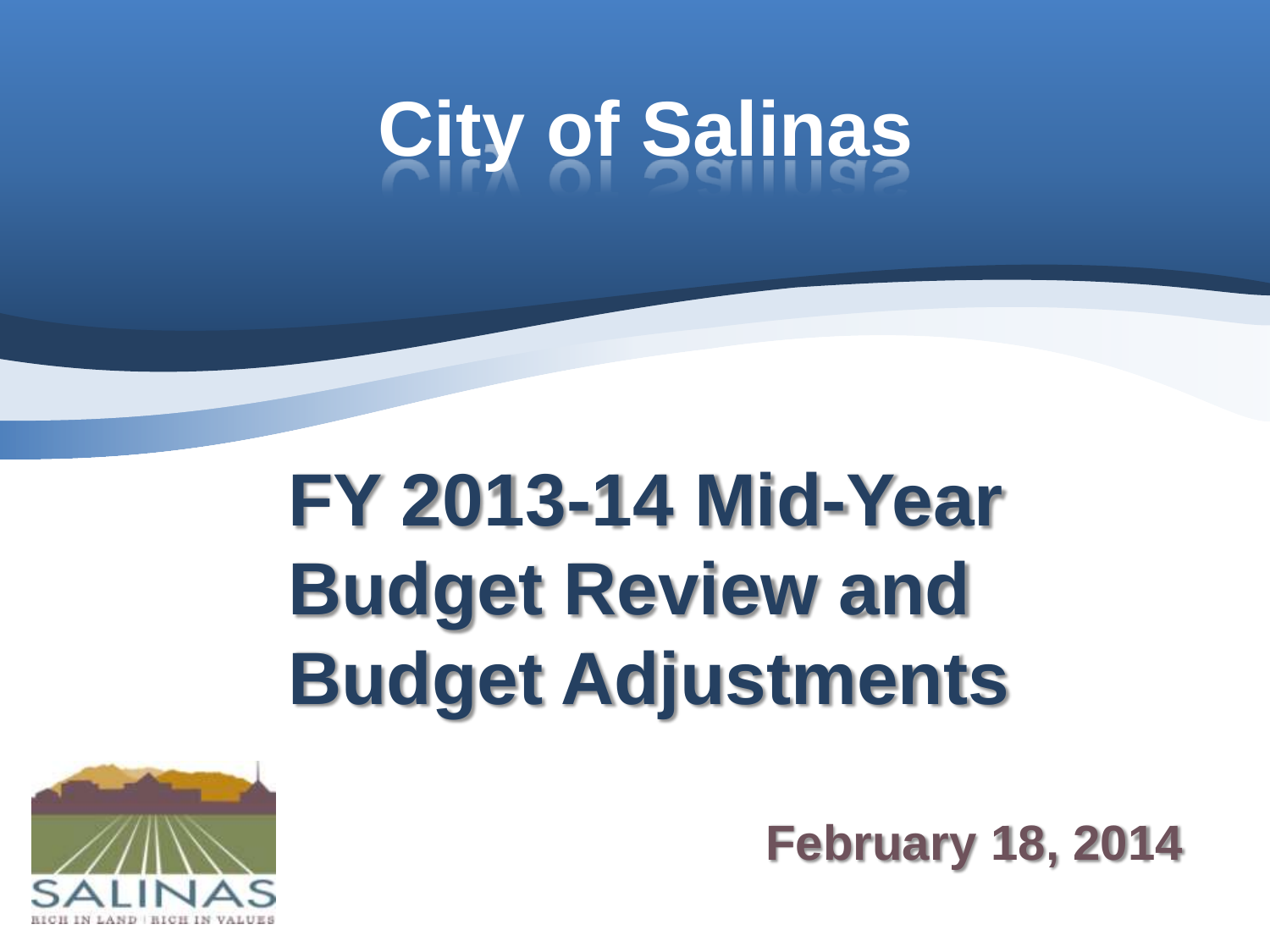# City of Salinas

## FY 2013-14 Mid-Year Budget Review and Budget Adjustments

SALINAS

RICH IN LAND | RICH IN VALUES

February 18, 2014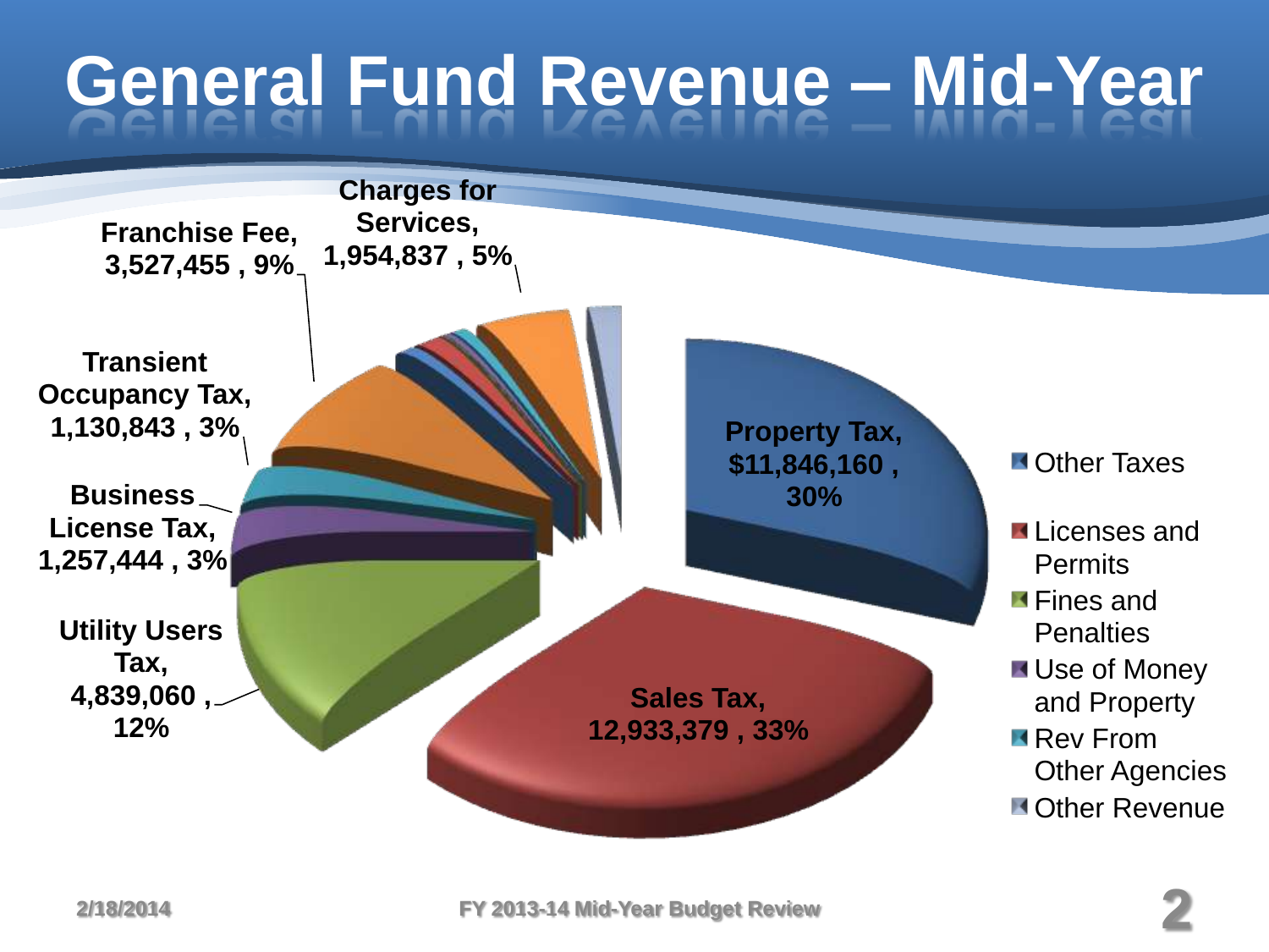# General Fund Revenue – Mid-Year

Property Tax, $11,846,160 , 30%

Sales Tax, 12,933,379 , 33%

Utility Users Tax, 4,839,060 , 12%

Business License Tax, 1,257,444 , 3%

Transient Occupancy Tax, 1,130,843 , 3%

Franchise Fee, 3,527,455 , 9%

Charges for Services, 1,954,837 , 5%

- Other Taxes
- Licenses and Permits
- Fines and Penalties
- Use of Money and Property
- Rev From Other Agencies
- Other Revenue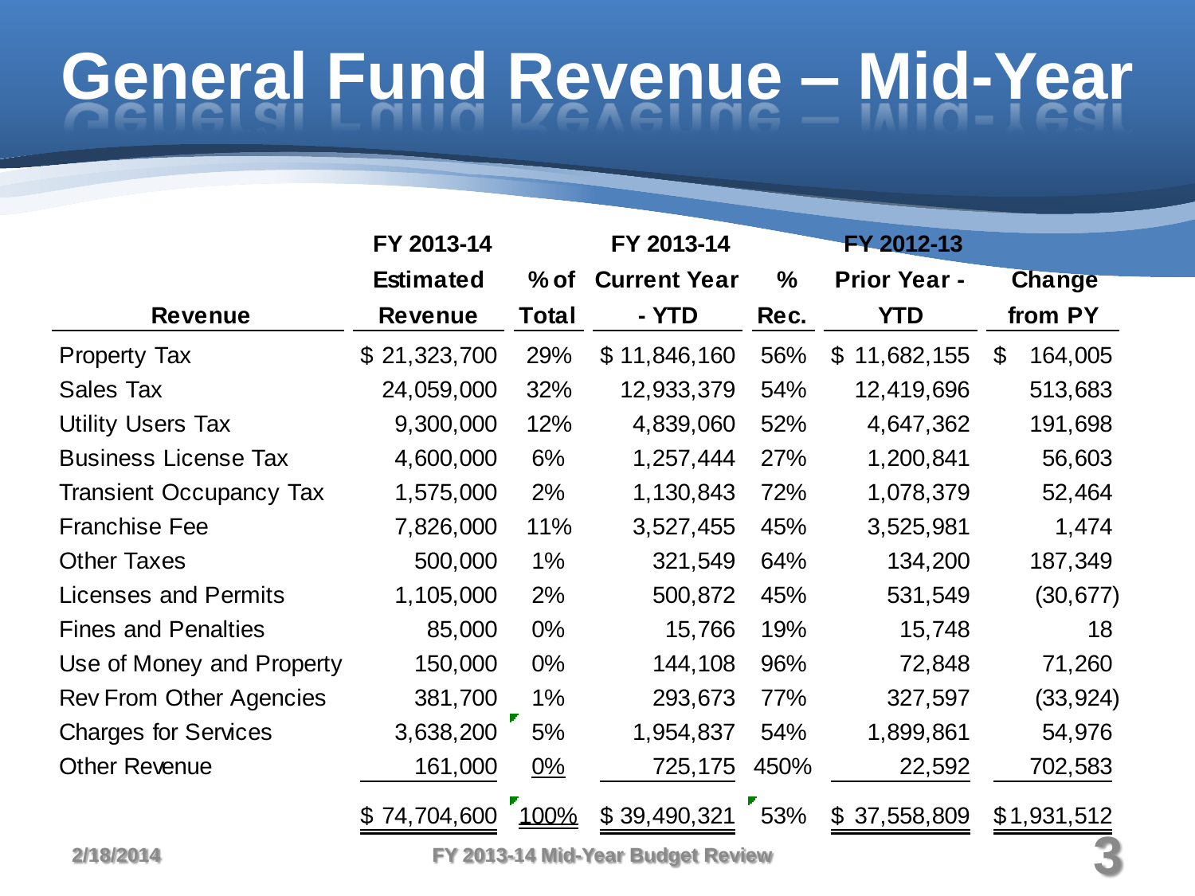# General Fund Revenue – Mid-Year

| Revenue | FY 2013-14 Estimated Revenue | % of Total | FY 2013-14 Current Year - YTD | % Rec. | FY 2012-13 Prior Year - YTD | Change from PY |
|---|---|---|---|---|---|---|
| Property Tax | $ 21,323,700 | 29% | $ 11,846,160 | 56% | $ 11,682,155 | $ 164,005 |
| Sales Tax | 24,059,000 | 32% | 12,933,379 | 54% | 12,419,696 | 513,683 |
| Utility Users Tax | 9,300,000 | 12% | 4,839,060 | 52% | 4,647,362 | 191,698 |
| Business License Tax | 4,600,000 | 6% | 1,257,444 | 27% | 1,200,841 | 56,603 |
| Transient Occupancy Tax | 1,575,000 | 2% | 1,130,843 | 72% | 1,078,379 | 52,464 |
| Franchise Fee | 7,826,000 | 11% | 3,527,455 | 45% | 3,525,981 | 1,474 |
| Other Taxes | 500,000 | 1% | 321,549 | 64% | 134,200 | 187,349 |
| Licenses and Permits | 1,105,000 | 2% | 500,872 | 45% | 531,549 | (30,677) |
| Fines and Penalties | 85,000 | 0% | 15,766 | 19% | 15,748 | 18 |
| Use of Money and Property | 150,000 | 0% | 144,108 | 96% | 72,848 | 71,260 |
| Rev From Other Agencies | 381,700 | 1% | 293,673 | 77% | 327,597 | (33,924) |
| Charges for Services | 3,638,200 | 5% | 1,954,837 | 54% | 1,899,861 | 54,976 |
| Other Revenue | 161,000 | 0% | 725,175 | 450% | 22,592 | 702,583 |
| | $ 74,704,600 | 100% | $ 39,490,321 | 53% | $ 37,558,809 | $1,931,512 |

2/18/2014 FY 2013-14 Mid-Year Budget Review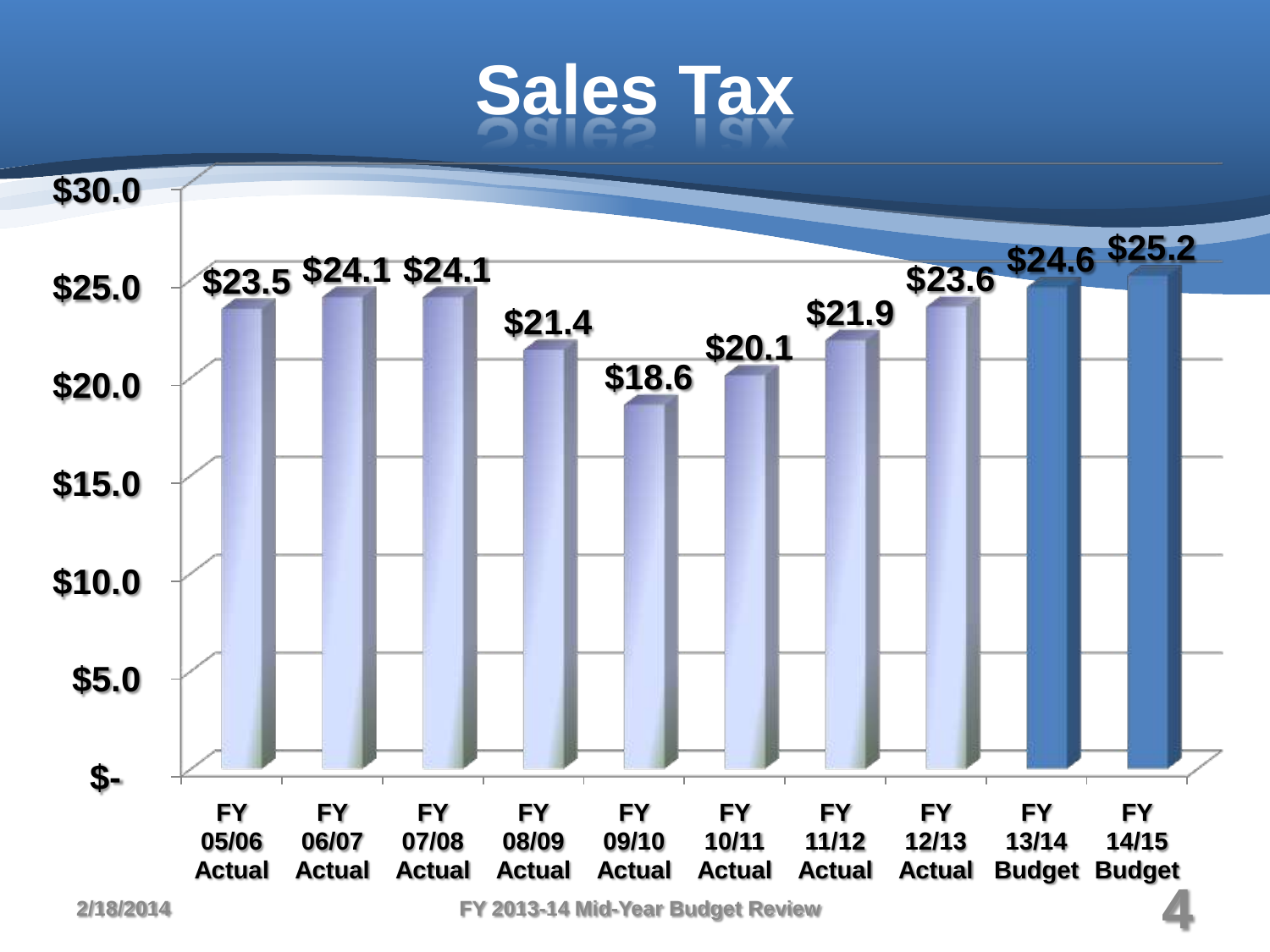# Sales Tax

| Fiscal Year | Type | Sales Tax |
| --- | --- | --- |
| FY 05/06 | Actual | $23.5 |
| FY 06/07 | Actual | $24.1 |
| FY 07/08 | Actual | $24.1 |
| FY 08/09 | Actual | $21.4 |
| FY 09/10 | Actual | $18.6 |
| FY 10/11 | Actual | $20.1 |
| FY 11/12 | Actual | $21.9 |
| FY 12/13 | Actual | $23.6 |
| FY 13/14 | Budget | $24.6 |
| FY 14/15 | Budget | $25.2 |

2/18/2014

FY 2013-14 Mid-Year Budget Review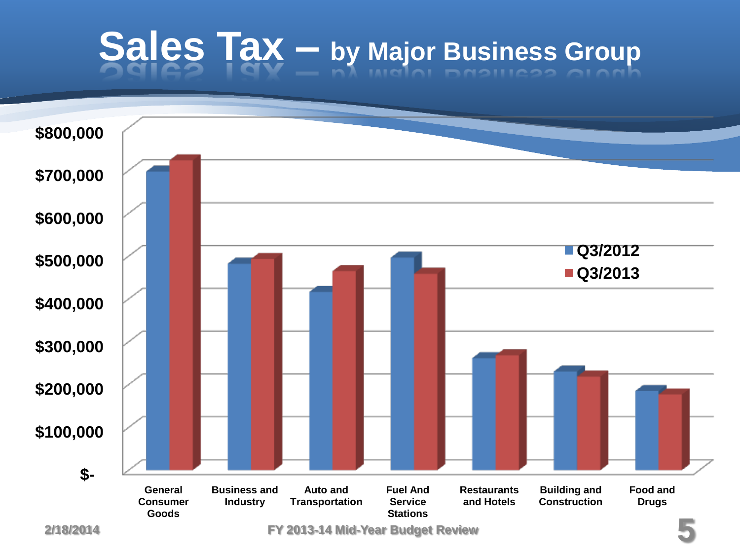# Sales Tax – by Major Business Group

| | Q3/2012 | Q3/2013 |
|---|---|---|
| General Consumer Goods | | |
| Business and Industry | | |
| Auto and Transportation | | |
| Fuel And Service Stations | | |
| Restaurants and Hotels | | |
| Building and Construction | | |
| Food and Drugs | | |

Y-axis: $-, $100,000, $200,000, $300,000, $400,000, $500,000, $600,000, $700,000, $800,000

Legend: Q3/2012, Q3/2013

2/18/2014

FY 2013-14 Mid-Year Budget Review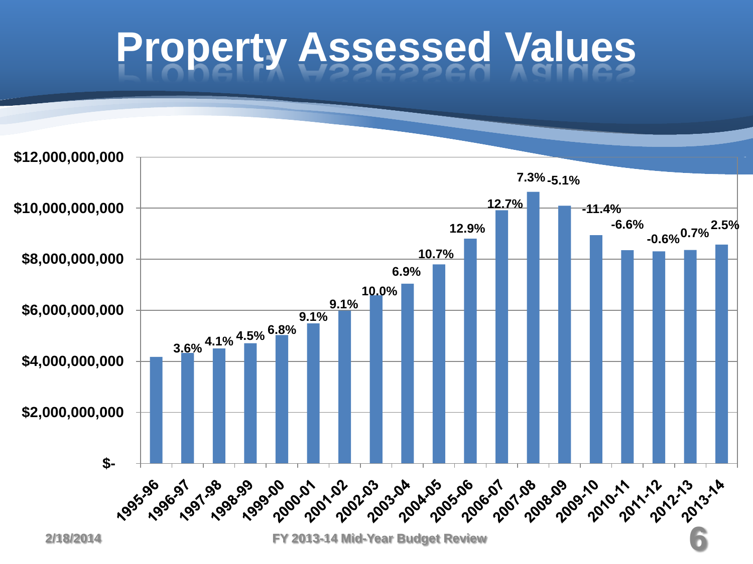# Property Assessed Values

| Fiscal Year | Percent Change |
| --- | --- |
| 1995-96 | |
| 1996-97 | 3.6% |
| 1997-98 | 4.1% |
| 1998-99 | 4.5% |
| 1999-00 | 6.8% |
| 2000-01 | 9.1% |
| 2001-02 | 9.1% |
| 2002-03 | 10.0% |
| 2003-04 | 6.9% |
| 2004-05 | 10.7% |
| 2005-06 | 12.9% |
| 2006-07 | 12.7% |
| 2007-08 | 7.3% |
| 2008-09 | -5.1% |
| 2009-10 | -11.4% |
| 2010-11 | -6.6% |
| 2011-12 | -0.6% |
| 2012-13 | 0.7% |
| 2013-14 | 2.5% |

Y-axis: $-, $2,000,000,000, $4,000,000,000, $6,000,000,000, $8,000,000,000, $10,000,000,000, $12,000,000,000

2/18/2014

FY 2013-14 Mid-Year Budget Review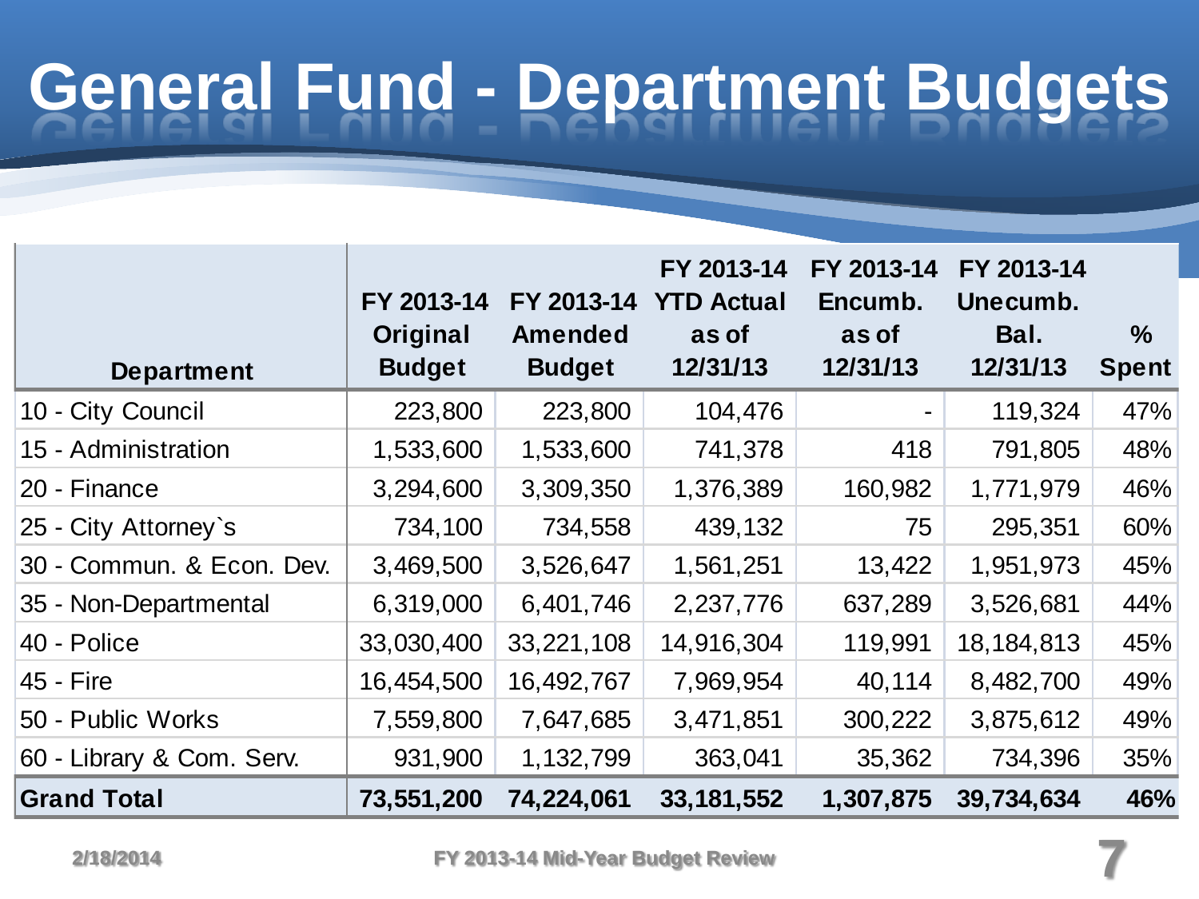# General Fund - Department Budgets

| Department | FY 2013-14 Original Budget | FY 2013-14 Amended Budget | FY 2013-14 YTD Actual as of 12/31/13 | FY 2013-14 Encumb. as of 12/31/13 | FY 2013-14 Unecumb. Bal. 12/31/13 | % Spent |
|---|---|---|---|---|---|---|
| 10 - City Council | 223,800 | 223,800 | 104,476 | - | 119,324 | 47% |
| 15 - Administration | 1,533,600 | 1,533,600 | 741,378 | 418 | 791,805 | 48% |
| 20 - Finance | 3,294,600 | 3,309,350 | 1,376,389 | 160,982 | 1,771,979 | 46% |
| 25 - City Attorney`s | 734,100 | 734,558 | 439,132 | 75 | 295,351 | 60% |
| 30 - Commun. & Econ. Dev. | 3,469,500 | 3,526,647 | 1,561,251 | 13,422 | 1,951,973 | 45% |
| 35 - Non-Departmental | 6,319,000 | 6,401,746 | 2,237,776 | 637,289 | 3,526,681 | 44% |
| 40 - Police | 33,030,400 | 33,221,108 | 14,916,304 | 119,991 | 18,184,813 | 45% |
| 45 - Fire | 16,454,500 | 16,492,767 | 7,969,954 | 40,114 | 8,482,700 | 49% |
| 50 - Public Works | 7,559,800 | 7,647,685 | 3,471,851 | 300,222 | 3,875,612 | 49% |
| 60 - Library & Com. Serv. | 931,900 | 1,132,799 | 363,041 | 35,362 | 734,396 | 35% |
| **Grand Total** | **73,551,200** | **74,224,061** | **33,181,552** | **1,307,875** | **39,734,634** | **46%** |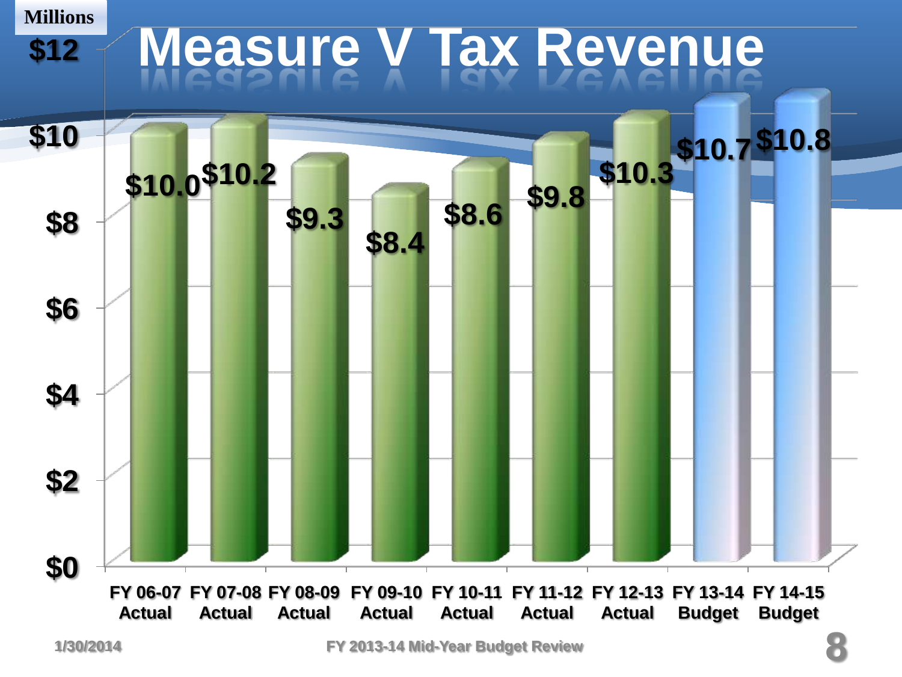# Measure V Tax Revenue

Millions

| Fiscal Year | Revenue |
|---|---|
| FY 06-07 Actual | $10.0 |
| FY 07-08 Actual | $10.2 |
| FY 08-09 Actual | $9.3 |
| FY 09-10 Actual | $8.4 |
| FY 10-11 Actual | $8.6 |
| FY 11-12 Actual | $9.8 |
| FY 12-13 Actual | $10.3 |
| FY 13-14 Budget | $10.7 |
| FY 14-15 Budget | $10.8 |

1/30/2014 FY 2013-14 Mid-Year Budget Review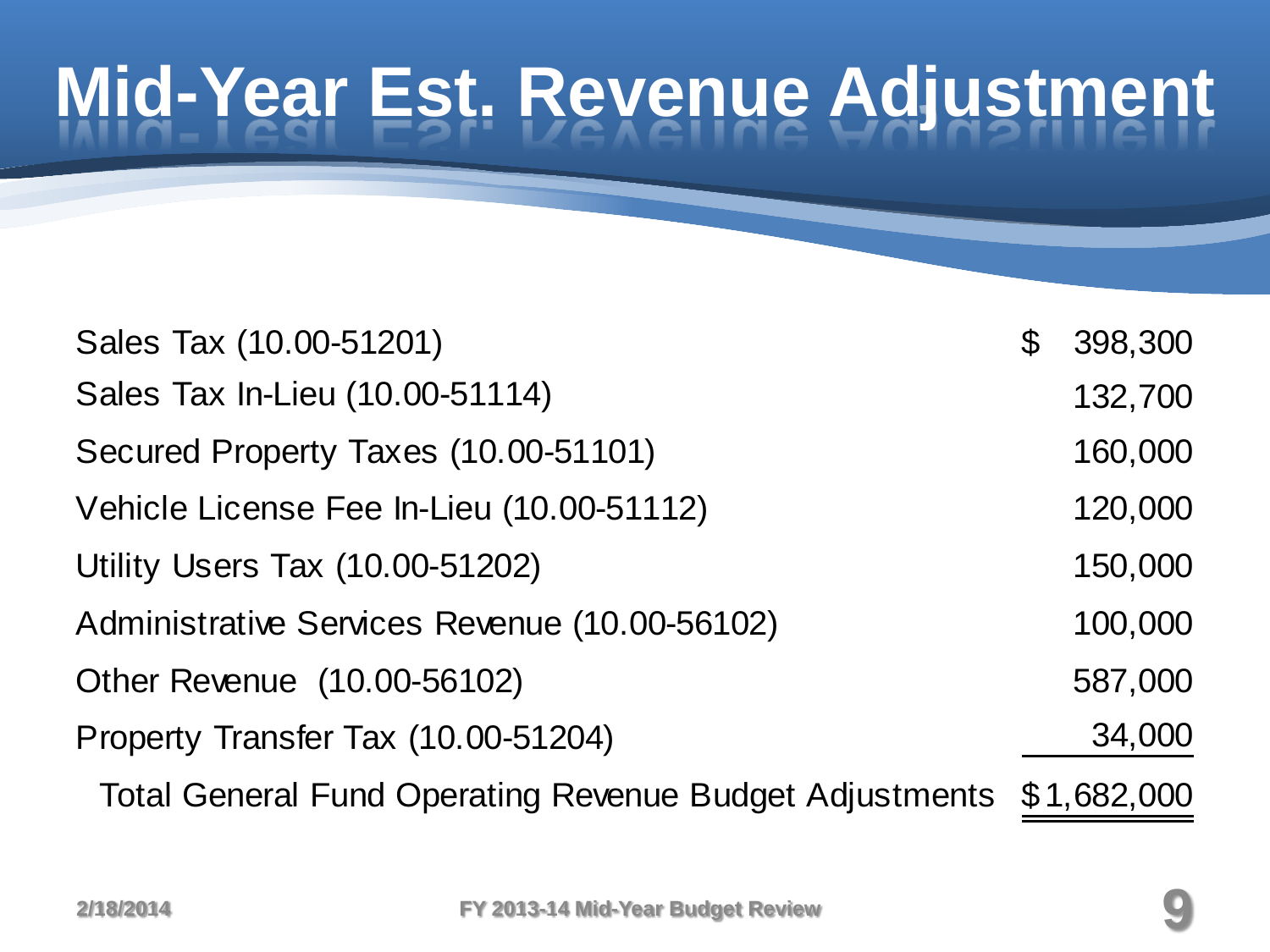# Mid-Year Est. Revenue Adjustment

| | |
|---|---|
| Sales Tax (10.00-51201) | $ 398,300 |
| Sales Tax In-Lieu (10.00-51114) | 132,700 |
| Secured Property Taxes (10.00-51101) | 160,000 |
| Vehicle License Fee In-Lieu (10.00-51112) | 120,000 |
| Utility Users Tax (10.00-51202) | 150,000 |
| Administrative Services Revenue (10.00-56102) | 100,000 |
| Other Revenue (10.00-56102) | 587,000 |
| Property Transfer Tax (10.00-51204) | 34,000 |
| Total General Fund Operating Revenue Budget Adjustments | $1,682,000 |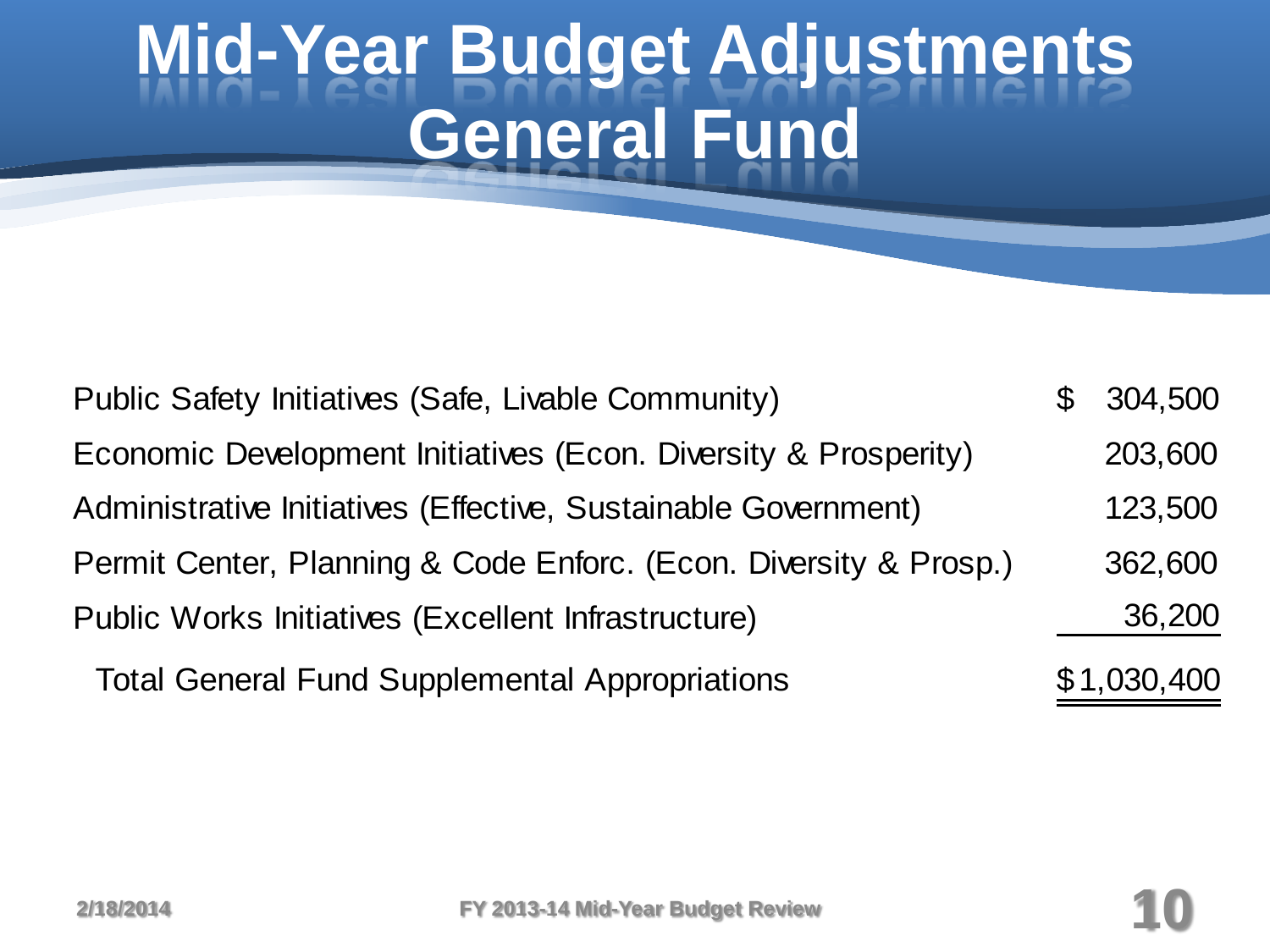# Mid-Year Budget Adjustments General Fund

| Item | Amount |
|---|---|
| Public Safety Initiatives (Safe, Livable Community) | $ 304,500 |
| Economic Development Initiatives (Econ. Diversity & Prosperity) | 203,600 |
| Administrative Initiatives (Effective, Sustainable Government) | 123,500 |
| Permit Center, Planning & Code Enforc. (Econ. Diversity & Prosp.) | 362,600 |
| Public Works Initiatives (Excellent Infrastructure) | 36,200 |
| Total General Fund Supplemental Appropriations | $1,030,400 |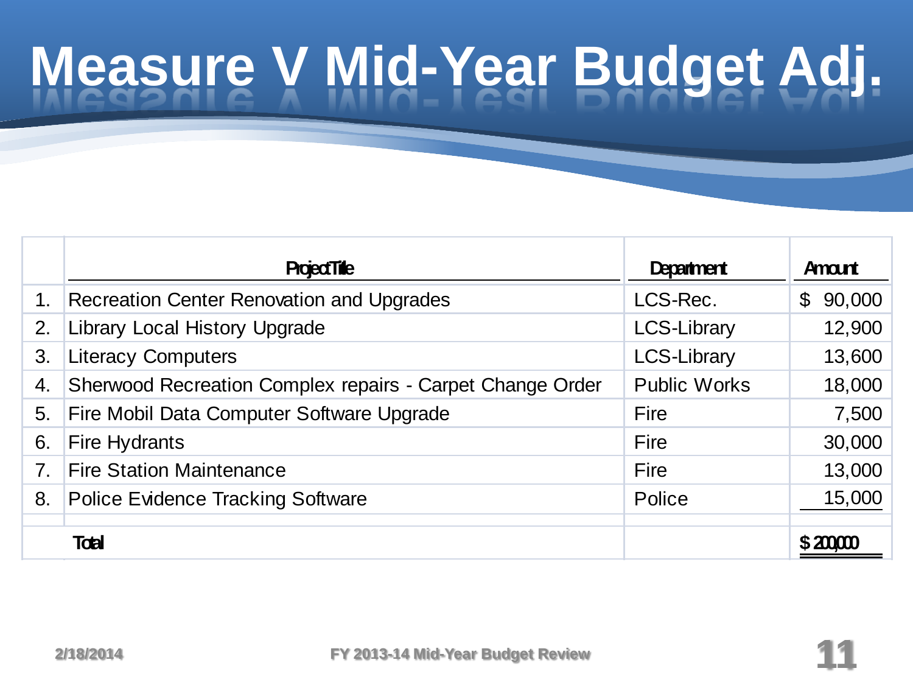# Measure V Mid-Year Budget Adj.

| | Project Title | Department | Amount |
|---|---|---|---|
| 1. | Recreation Center Renovation and Upgrades | LCS-Rec. | $ 90,000 |
| 2. | Library Local History Upgrade | LCS-Library | 12,900 |
| 3. | Literacy Computers | LCS-Library | 13,600 |
| 4. | Sherwood Recreation Complex repairs - Carpet Change Order | Public Works | 18,000 |
| 5. | Fire Mobil Data Computer Software Upgrade | Fire | 7,500 |
| 6. | Fire Hydrants | Fire | 30,000 |
| 7. | Fire Station Maintenance | Fire | 13,000 |
| 8. | Police Evidence Tracking Software | Police | 15,000 |
| | Total | | $ 200,000 |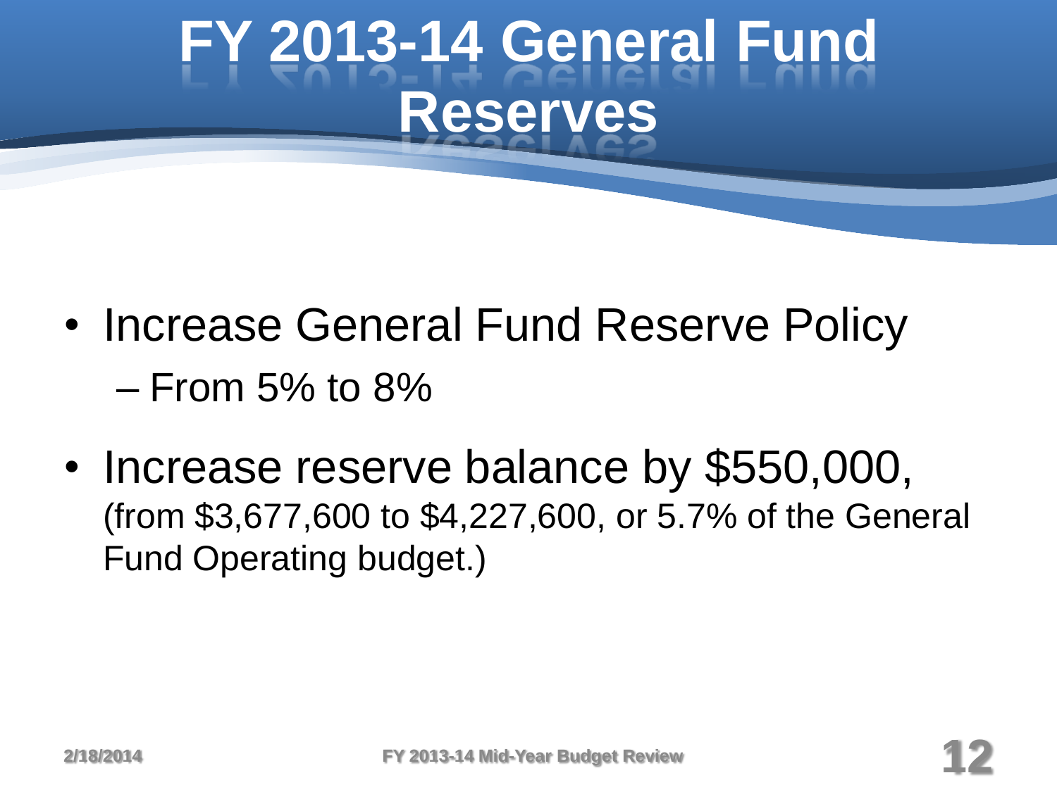# FY 2013-14 General Fund Reserves

- Increase General Fund Reserve Policy
  - From 5% to 8%
- Increase reserve balance by $550,000, (from $3,677,600 to $4,227,600, or 5.7% of the General Fund Operating budget.)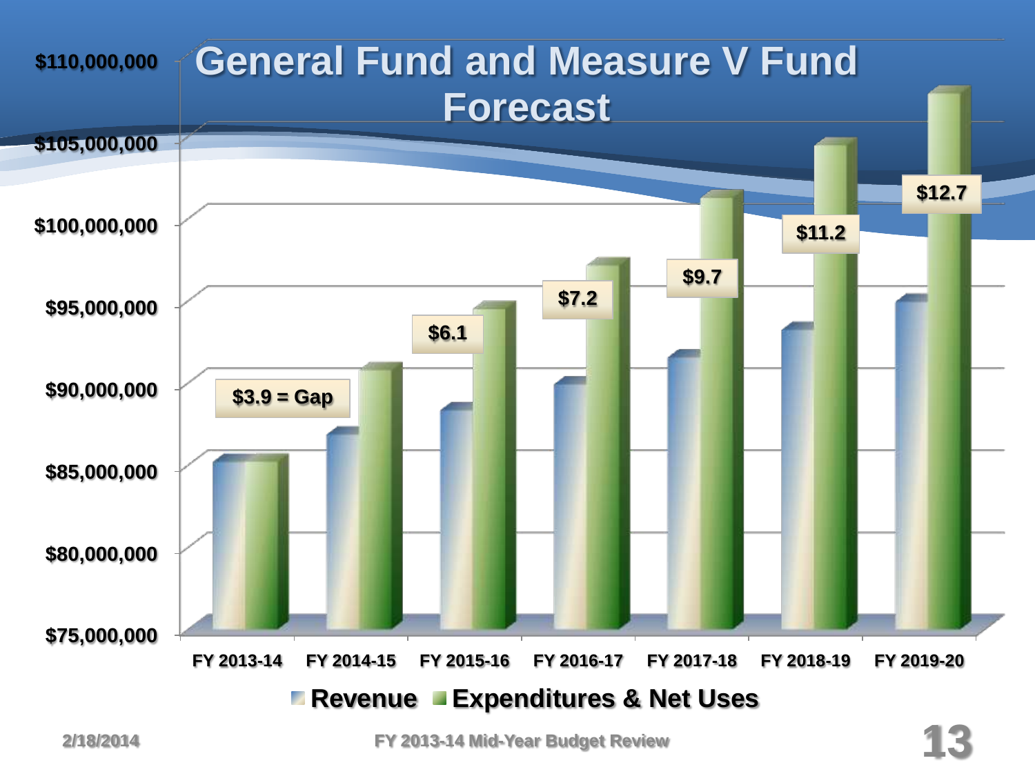# General Fund and Measure V Fund Forecast

$110,000,000
$105,000,000
$100,000,000
$95,000,000
$90,000,000
$85,000,000
$80,000,000
$75,000,000

$3.9 = Gap
$6.1
$7.2
$9.7
$11.2
$12.7

FY 2013-14
FY 2014-15
FY 2015-16
FY 2016-17
FY 2017-18
FY 2018-19
FY 2019-20

Revenue
Expenditures & Net Uses